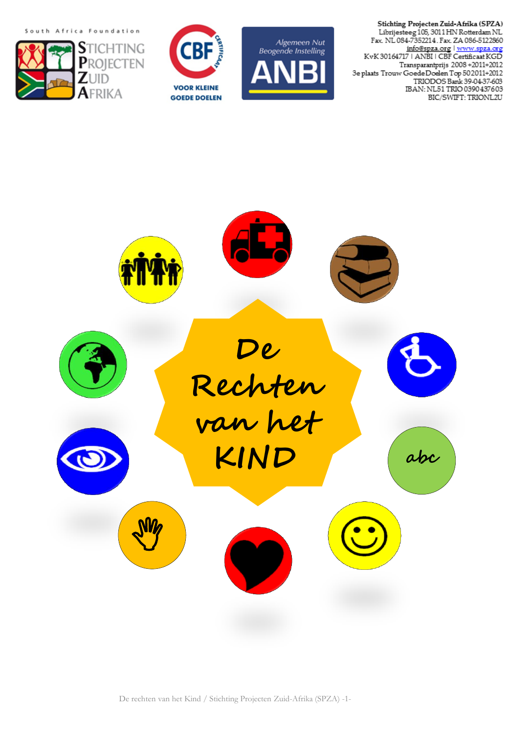South Africa Foundation

STICHTING PROJECTEN ZUID AFRIKA

CBF CERTIFICAAT VOOR KLEINE GOEDE DOELEN

Algemeen Nut Beogende Instelling ANBI

**Stichting Projecten Zuid-Afrika (SPZA)**
Librijesteeg 105, 3011 HN Rotterdam NL
Fax. NL 084-7352214 . Fax. ZA 086-5122860
info@spza.org | www.spza.org
KvK 30164717 | ANBI | CBF Certificaat KGD
Transparantprijs 2008 +2011+2012
3e plaats Trouw GoedeDoelen Top 50 2011+2012
TRIODOS Bank 39-04-37-603
IBAN: NL51 TRIO 0390437603
BIC/SWIFT: TRIONL2U

# De Rechten van het KIND

abc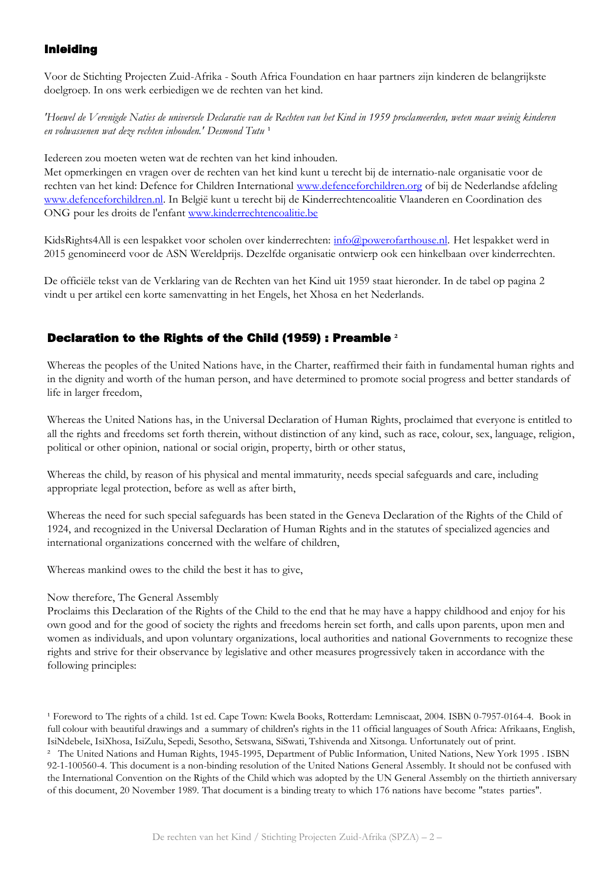## Inleiding

Voor de Stichting Projecten Zuid-Afrika - South Africa Foundation en haar partners zijn kinderen de belangrijkste doelgroep. In ons werk eerbiedigen we de rechten van het kind.

*'Hoewel de Verenigde Naties de universele Declaratie van de Rechten van het Kind in 1959 proclameerden, weten maar weinig kinderen en volwassenen wat deze rechten inhouden.' Desmond Tutu* [1]

Iedereen zou moeten weten wat de rechten van het kind inhouden.
Met opmerkingen en vragen over de rechten van het kind kunt u terecht bij de internatio-nale organisatie voor de rechten van het kind: Defence for Children International [www.defenceforchildren.org](www.defenceforchildren.org) of bij de Nederlandse afdeling [www.defenceforchildren.nl](www.defenceforchildren.nl). In België kunt u terecht bij de Kinderrechtencoalitie Vlaanderen en Coordination des ONG pour les droits de l'enfant [www.kinderrechtencoalitie.be](www.kinderrechtencoalitie.be)

KidsRights4All is een lespakket voor scholen over kinderrechten: [info@powerofarthouse.nl](mailto:info@powerofarthouse.nl). Het lespakket werd in 2015 genomineerd voor de ASN Wereldprijs. Dezelfde organisatie ontwierp ook een hinkelbaan over kinderrechten.

De officiële tekst van de Verklaring van de Rechten van het Kind uit 1959 staat hieronder. In de tabel op pagina 2 vindt u per artikel een korte samenvatting in het Engels, het Xhosa en het Nederlands.

## Declaration to the Rights of the Child (1959) : Preamble [2]

Whereas the peoples of the United Nations have, in the Charter, reaffirmed their faith in fundamental human rights and in the dignity and worth of the human person, and have determined to promote social progress and better standards of life in larger freedom,

Whereas the United Nations has, in the Universal Declaration of Human Rights, proclaimed that everyone is entitled to all the rights and freedoms set forth therein, without distinction of any kind, such as race, colour, sex, language, religion, political or other opinion, national or social origin, property, birth or other status,

Whereas the child, by reason of his physical and mental immaturity, needs special safeguards and care, including appropriate legal protection, before as well as after birth,

Whereas the need for such special safeguards has been stated in the Geneva Declaration of the Rights of the Child of 1924, and recognized in the Universal Declaration of Human Rights and in the statutes of specialized agencies and international organizations concerned with the welfare of children,

Whereas mankind owes to the child the best it has to give,

Now therefore, The General Assembly
Proclaims this Declaration of the Rights of the Child to the end that he may have a happy childhood and enjoy for his own good and for the good of society the rights and freedoms herein set forth, and calls upon parents, upon men and women as individuals, and upon voluntary organizations, local authorities and national Governments to recognize these rights and strive for their observance by legislative and other measures progressively taken in accordance with the following principles:

---

[1] Foreword to The rights of a child. 1st ed. Cape Town: Kwela Books, Rotterdam: Lemniscaat, 2004. ISBN 0-7957-0164-4. Book in full colour with beautiful drawings and a summary of children's rights in the 11 official languages of South Africa: Afrikaans, English, IsiNdebele, IsiXhosa, IsiZulu, Sepedi, Sesotho, Setswana, SiSwati, Tshivenda and Xitsonga. Unfortunately out of print.

[2] The United Nations and Human Rights, 1945-1995, Department of Public Information, United Nations, New York 1995 . ISBN 92-1-100560-4. This document is a non-binding resolution of the United Nations General Assembly. It should not be confused with the International Convention on the Rights of the Child which was adopted by the UN General Assembly on the thirtieth anniversary of this document, 20 November 1989. That document is a binding treaty to which 176 nations have become "states parties".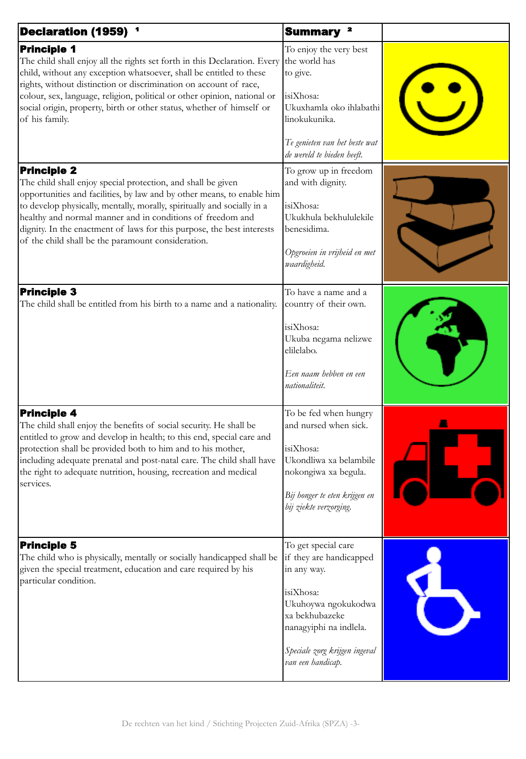| Declaration (1959) [1] | Summary [2] | |
|---|---|---|
| **Principle 1**<br>The child shall enjoy all the rights set forth in this Declaration. Every child, without any exception whatsoever, shall be entitled to these rights, without distinction or discrimination on account of race, colour, sex, language, religion, political or other opinion, national or social origin, property, birth or other status, whether of himself or of his family. | To enjoy the very best the world has to give.<br><br>isiXhosa:<br>Ukuxhamla oko ihlabathi linokukunika.<br><br>*Te genieten van het beste wat de wereld te bieden heeft.* | |
| **Principle 2**<br>The child shall enjoy special protection, and shall be given opportunities and facilities, by law and by other means, to enable him to develop physically, mentally, morally, spiritually and socially in a healthy and normal manner and in conditions of freedom and dignity. In the enactment of laws for this purpose, the best interests of the child shall be the paramount consideration. | To grow up in freedom and with dignity.<br><br>isiXhosa:<br>Ukukhula bekhululekile benesidima.<br><br>*Opgroeien in vrijheid en met waardigheid.* | |
| **Principle 3**<br>The child shall be entitled from his birth to a name and a nationality. | To have a name and a country of their own.<br><br>isiXhosa:<br>Ukuba negama nelizwe elilelabo.<br><br>*Een naam hebben en een nationaliteit.* | |
| **Principle 4**<br>The child shall enjoy the benefits of social security. He shall be entitled to grow and develop in health; to this end, special care and protection shall be provided both to him and to his mother, including adequate prenatal and post-natal care. The child shall have the right to adequate nutrition, housing, recreation and medical services. | To be fed when hungry and nursed when sick.<br><br>isiXhosa:<br>Ukondliwa xa belambile nokongiwa xa begula.<br><br>*Bij honger te eten krijgen en bij ziekte verzorging.* | |
| **Principle 5**<br>The child who is physically, mentally or socially handicapped shall be given the special treatment, education and care required by his particular condition. | To get special care if they are handicapped in any way.<br><br>isiXhosa:<br>Ukuhoywa ngokukodwa xa bekhubazeke nanagyiphi na indlela.<br><br>*Speciale zorg krijgen ingeval van een handicap.* | |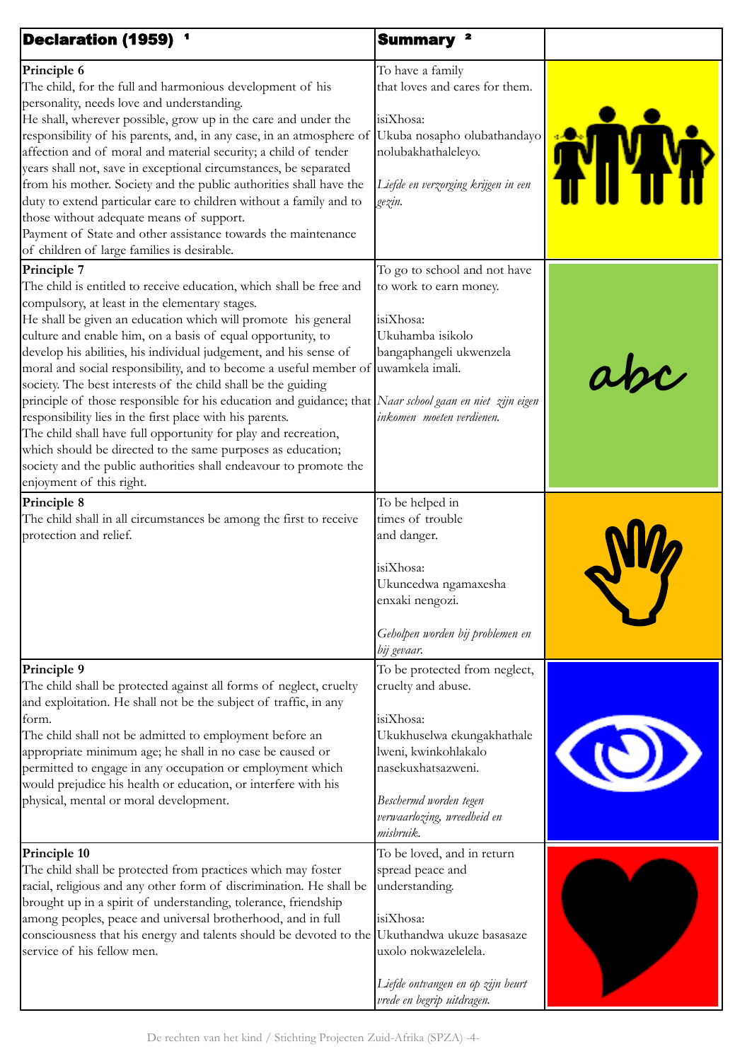| Declaration (1959) [1] | Summary [2] | |
|---|---|---|
| **Principle 6**<br>The child, for the full and harmonious development of his personality, needs love and understanding.<br>He shall, wherever possible, grow up in the care and under the responsibility of his parents, and, in any case, in an atmosphere of affection and of moral and material security; a child of tender years shall not, save in exceptional circumstances, be separated from his mother. Society and the public authorities shall have the duty to extend particular care to children without a family and to those without adequate means of support.<br>Payment of State and other assistance towards the maintenance of children of large families is desirable. | To have a family that loves and cares for them.<br><br>isiXhosa:<br>Ukuba nosapho olubathandayo nolubakhathaleleyo.<br><br>*Liefde en verzorging krijgen in een gezin.* | |
| **Principle 7**<br>The child is entitled to receive education, which shall be free and compulsory, at least in the elementary stages.<br>He shall be given an education which will promote his general culture and enable him, on a basis of equal opportunity, to develop his abilities, his individual judgement, and his sense of moral and social responsibility, and to become a useful member of society. The best interests of the child shall be the guiding principle of those responsible for his education and guidance; that responsibility lies in the first place with his parents.<br>The child shall have full opportunity for play and recreation, which should be directed to the same purposes as education; society and the public authorities shall endeavour to promote the enjoyment of this right. | To go to school and not have to work to earn money.<br><br>isiXhosa:<br>Ukuhamba isikolo bangaphangeli ukwenzela uwamkela imali.<br><br>*Naar school gaan en niet zijn eigen inkomen moeten verdienen.* | abc |
| **Principle 8**<br>The child shall in all circumstances be among the first to receive protection and relief. | To be helped in times of trouble and danger.<br><br>isiXhosa:<br>Ukuncedwa ngamaxesha enxaki nengozi.<br><br>*Geholpen worden bij problemen en bij gevaar.* | |
| **Principle 9**<br>The child shall be protected against all forms of neglect, cruelty and exploitation. He shall not be the subject of traffic, in any form.<br>The child shall not be admitted to employment before an appropriate minimum age; he shall in no case be caused or permitted to engage in any occupation or employment which would prejudice his health or education, or interfere with his physical, mental or moral development. | To be protected from neglect, cruelty and abuse.<br><br>isiXhosa:<br>Ukukhuselwa ekungakhathalelweni, kwinkohlakalo nasekuxhatsazweni.<br><br>*Beschermd worden tegen verwaarlozing, wreedheid en misbruik.* | |
| **Principle 10**<br>The child shall be protected from practices which may foster racial, religious and any other form of discrimination. He shall be brought up in a spirit of understanding, tolerance, friendship among peoples, peace and universal brotherhood, and in full consciousness that his energy and talents should be devoted to the service of his fellow men. | To be loved, and in return spread peace and understanding.<br><br>isiXhosa:<br>Ukuthandwa ukuze basasaze uxolo nokwazelelela.<br><br>*Liefde ontvangen en op zijn beurt vrede en begrip uitdragen.* | |